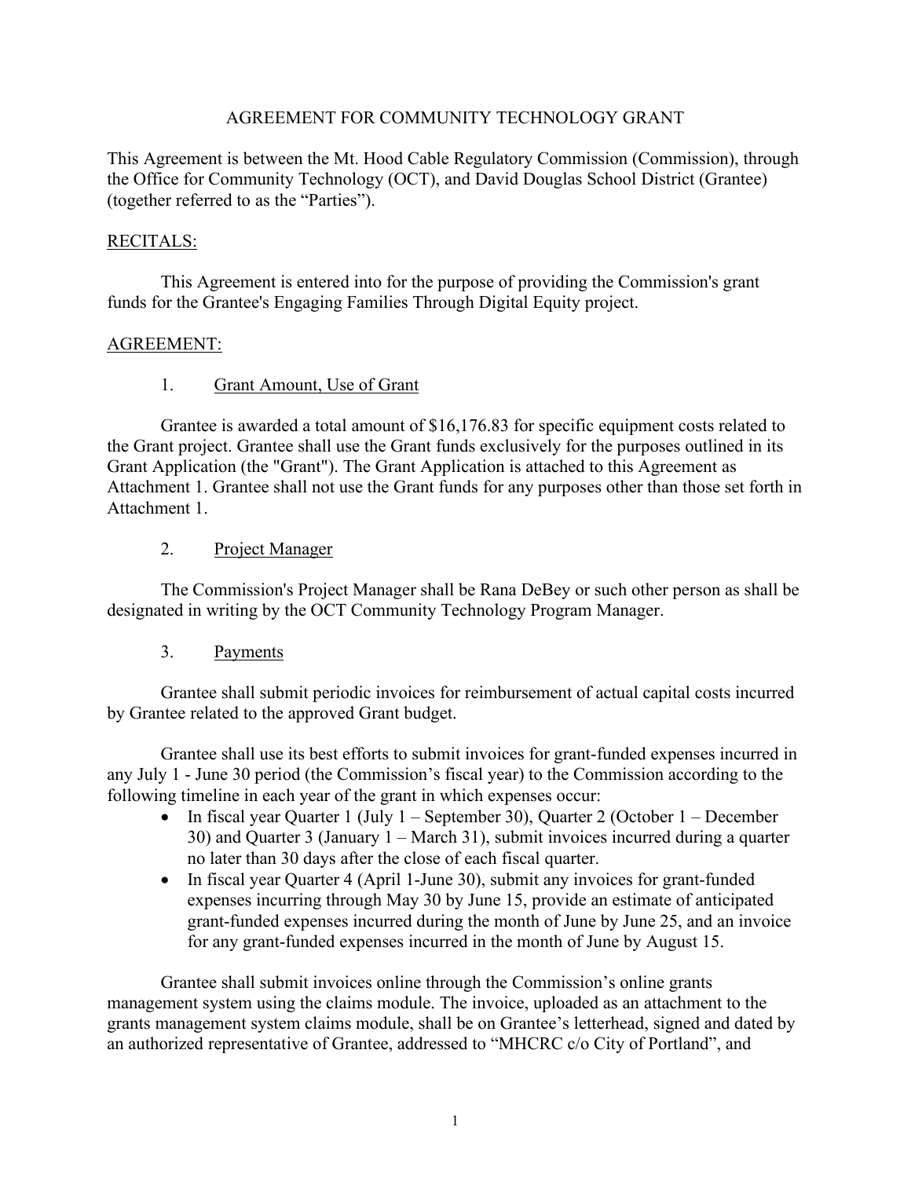# AGREEMENT FOR COMMUNITY TECHNOLOGY GRANT

This Agreement is between the Mt. Hood Cable Regulatory Commission (Commission), through the Office for Community Technology (OCT), and David Douglas School District (Grantee) (together referred to as the "Parties").

## RECITALS:

This Agreement is entered into for the purpose of providing the Commission's grant funds for the Grantee's Engaging Families Through Digital Equity project.

## AGREEMENT:

### 1. Grant Amount, Use of Grant

Grantee is awarded a total amount of $16,176.83 for specific equipment costs related to the Grant project. Grantee shall use the Grant funds exclusively for the purposes outlined in its Grant Application (the "Grant"). The Grant Application is attached to this Agreement as Attachment 1. Grantee shall not use the Grant funds for any purposes other than those set forth in Attachment 1.

### 2. Project Manager

The Commission's Project Manager shall be Rana DeBey or such other person as shall be designated in writing by the OCT Community Technology Program Manager.

### 3. Payments

Grantee shall submit periodic invoices for reimbursement of actual capital costs incurred by Grantee related to the approved Grant budget.

Grantee shall use its best efforts to submit invoices for grant-funded expenses incurred in any July 1 - June 30 period (the Commission's fiscal year) to the Commission according to the following timeline in each year of the grant in which expenses occur:

- In fiscal year Quarter 1 (July 1 – September 30), Quarter 2 (October 1 – December 30) and Quarter 3 (January 1 – March 31), submit invoices incurred during a quarter no later than 30 days after the close of each fiscal quarter.
- In fiscal year Quarter 4 (April 1-June 30), submit any invoices for grant-funded expenses incurring through May 30 by June 15, provide an estimate of anticipated grant-funded expenses incurred during the month of June by June 25, and an invoice for any grant-funded expenses incurred in the month of June by August 15.

Grantee shall submit invoices online through the Commission's online grants management system using the claims module. The invoice, uploaded as an attachment to the grants management system claims module, shall be on Grantee's letterhead, signed and dated by an authorized representative of Grantee, addressed to "MHCRC c/o City of Portland", and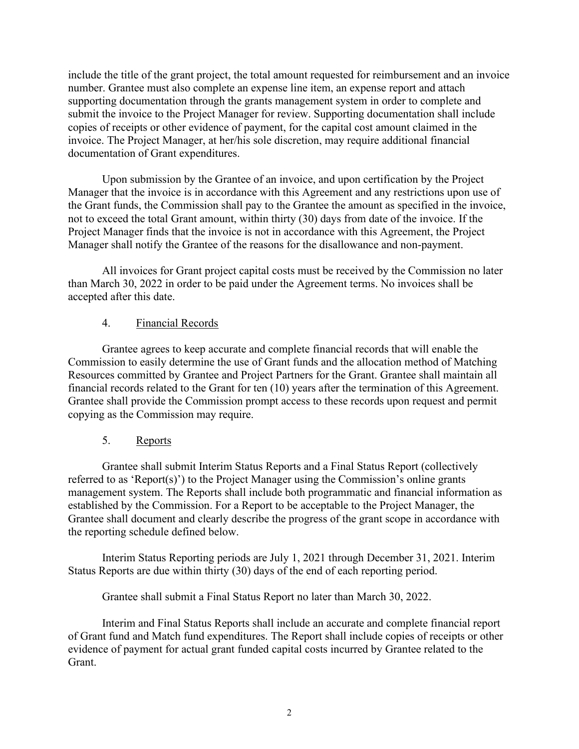include the title of the grant project, the total amount requested for reimbursement and an invoice number. Grantee must also complete an expense line item, an expense report and attach supporting documentation through the grants management system in order to complete and submit the invoice to the Project Manager for review. Supporting documentation shall include copies of receipts or other evidence of payment, for the capital cost amount claimed in the invoice. The Project Manager, at her/his sole discretion, may require additional financial documentation of Grant expenditures.

Upon submission by the Grantee of an invoice, and upon certification by the Project Manager that the invoice is in accordance with this Agreement and any restrictions upon use of the Grant funds, the Commission shall pay to the Grantee the amount as specified in the invoice, not to exceed the total Grant amount, within thirty (30) days from date of the invoice. If the Project Manager finds that the invoice is not in accordance with this Agreement, the Project Manager shall notify the Grantee of the reasons for the disallowance and non-payment.

All invoices for Grant project capital costs must be received by the Commission no later than March 30, 2022 in order to be paid under the Agreement terms. No invoices shall be accepted after this date.

4. Financial Records

Grantee agrees to keep accurate and complete financial records that will enable the Commission to easily determine the use of Grant funds and the allocation method of Matching Resources committed by Grantee and Project Partners for the Grant. Grantee shall maintain all financial records related to the Grant for ten (10) years after the termination of this Agreement. Grantee shall provide the Commission prompt access to these records upon request and permit copying as the Commission may require.

5. Reports

Grantee shall submit Interim Status Reports and a Final Status Report (collectively referred to as 'Report(s)') to the Project Manager using the Commission's online grants management system. The Reports shall include both programmatic and financial information as established by the Commission. For a Report to be acceptable to the Project Manager, the Grantee shall document and clearly describe the progress of the grant scope in accordance with the reporting schedule defined below.

Interim Status Reporting periods are July 1, 2021 through December 31, 2021. Interim Status Reports are due within thirty (30) days of the end of each reporting period.

Grantee shall submit a Final Status Report no later than March 30, 2022.

Interim and Final Status Reports shall include an accurate and complete financial report of Grant fund and Match fund expenditures. The Report shall include copies of receipts or other evidence of payment for actual grant funded capital costs incurred by Grantee related to the Grant.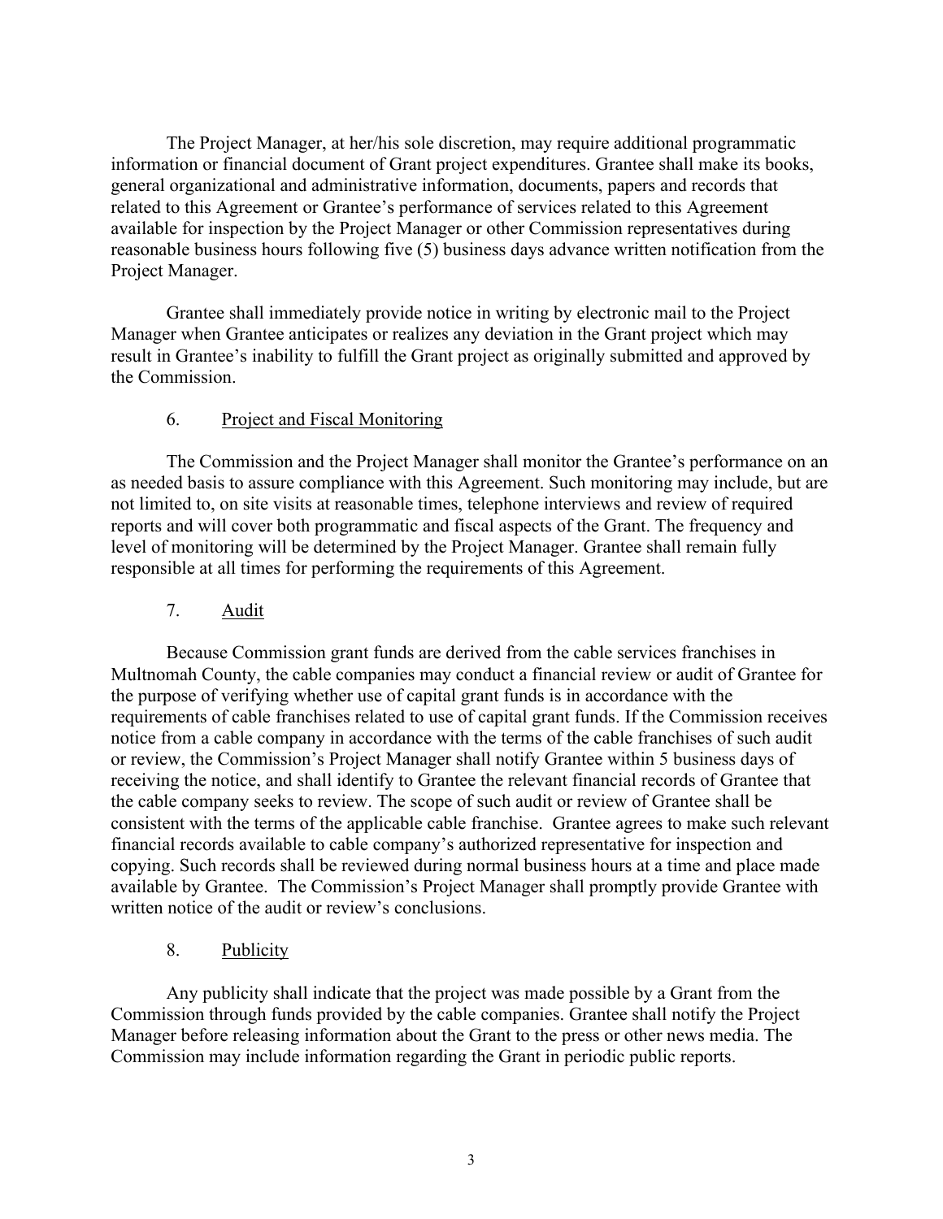The Project Manager, at her/his sole discretion, may require additional programmatic information or financial document of Grant project expenditures. Grantee shall make its books, general organizational and administrative information, documents, papers and records that related to this Agreement or Grantee's performance of services related to this Agreement available for inspection by the Project Manager or other Commission representatives during reasonable business hours following five (5) business days advance written notification from the Project Manager.

Grantee shall immediately provide notice in writing by electronic mail to the Project Manager when Grantee anticipates or realizes any deviation in the Grant project which may result in Grantee's inability to fulfill the Grant project as originally submitted and approved by the Commission.

6. Project and Fiscal Monitoring

The Commission and the Project Manager shall monitor the Grantee's performance on an as needed basis to assure compliance with this Agreement. Such monitoring may include, but are not limited to, on site visits at reasonable times, telephone interviews and review of required reports and will cover both programmatic and fiscal aspects of the Grant. The frequency and level of monitoring will be determined by the Project Manager. Grantee shall remain fully responsible at all times for performing the requirements of this Agreement.

7. Audit

Because Commission grant funds are derived from the cable services franchises in Multnomah County, the cable companies may conduct a financial review or audit of Grantee for the purpose of verifying whether use of capital grant funds is in accordance with the requirements of cable franchises related to use of capital grant funds. If the Commission receives notice from a cable company in accordance with the terms of the cable franchises of such audit or review, the Commission's Project Manager shall notify Grantee within 5 business days of receiving the notice, and shall identify to Grantee the relevant financial records of Grantee that the cable company seeks to review. The scope of such audit or review of Grantee shall be consistent with the terms of the applicable cable franchise. Grantee agrees to make such relevant financial records available to cable company's authorized representative for inspection and copying. Such records shall be reviewed during normal business hours at a time and place made available by Grantee. The Commission's Project Manager shall promptly provide Grantee with written notice of the audit or review's conclusions.

8. Publicity

Any publicity shall indicate that the project was made possible by a Grant from the Commission through funds provided by the cable companies. Grantee shall notify the Project Manager before releasing information about the Grant to the press or other news media. The Commission may include information regarding the Grant in periodic public reports.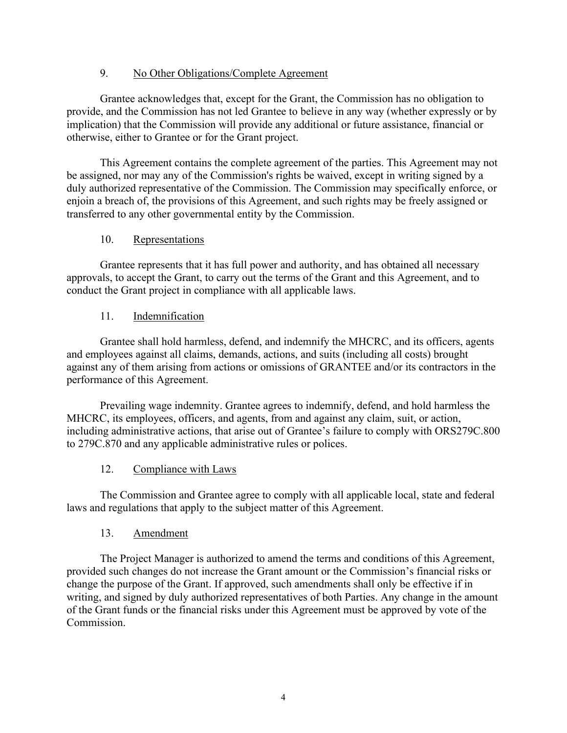## 9. No Other Obligations/Complete Agreement

Grantee acknowledges that, except for the Grant, the Commission has no obligation to provide, and the Commission has not led Grantee to believe in any way (whether expressly or by implication) that the Commission will provide any additional or future assistance, financial or otherwise, either to Grantee or for the Grant project.

This Agreement contains the complete agreement of the parties. This Agreement may not be assigned, nor may any of the Commission's rights be waived, except in writing signed by a duly authorized representative of the Commission. The Commission may specifically enforce, or enjoin a breach of, the provisions of this Agreement, and such rights may be freely assigned or transferred to any other governmental entity by the Commission.

## 10. Representations

Grantee represents that it has full power and authority, and has obtained all necessary approvals, to accept the Grant, to carry out the terms of the Grant and this Agreement, and to conduct the Grant project in compliance with all applicable laws.

## 11. Indemnification

Grantee shall hold harmless, defend, and indemnify the MHCRC, and its officers, agents and employees against all claims, demands, actions, and suits (including all costs) brought against any of them arising from actions or omissions of GRANTEE and/or its contractors in the performance of this Agreement.

Prevailing wage indemnity. Grantee agrees to indemnify, defend, and hold harmless the MHCRC, its employees, officers, and agents, from and against any claim, suit, or action, including administrative actions, that arise out of Grantee's failure to comply with ORS279C.800 to 279C.870 and any applicable administrative rules or polices.

## 12. Compliance with Laws

The Commission and Grantee agree to comply with all applicable local, state and federal laws and regulations that apply to the subject matter of this Agreement.

## 13. Amendment

The Project Manager is authorized to amend the terms and conditions of this Agreement, provided such changes do not increase the Grant amount or the Commission's financial risks or change the purpose of the Grant. If approved, such amendments shall only be effective if in writing, and signed by duly authorized representatives of both Parties. Any change in the amount of the Grant funds or the financial risks under this Agreement must be approved by vote of the Commission.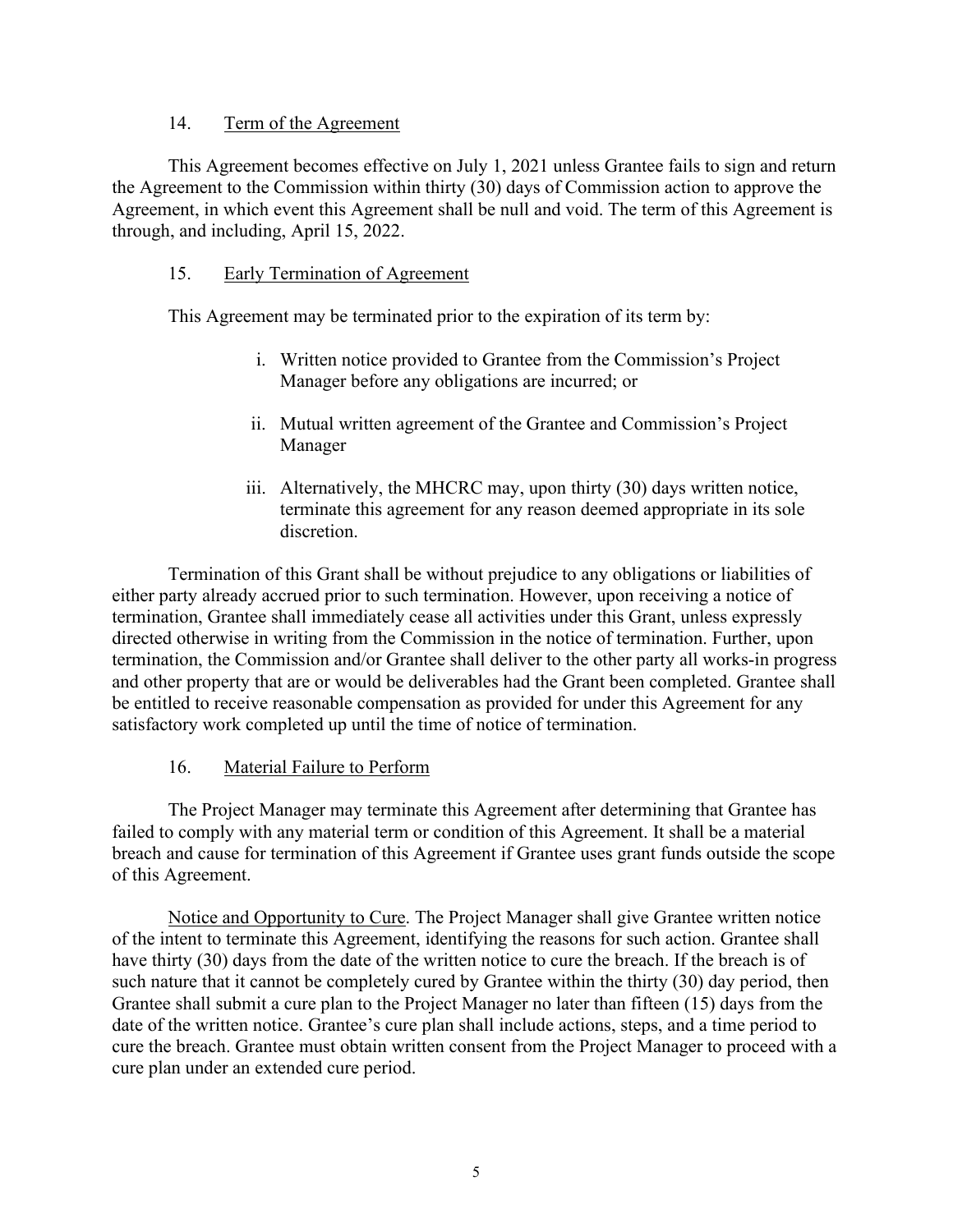## 14. Term of the Agreement

This Agreement becomes effective on July 1, 2021 unless Grantee fails to sign and return the Agreement to the Commission within thirty (30) days of Commission action to approve the Agreement, in which event this Agreement shall be null and void. The term of this Agreement is through, and including, April 15, 2022.

## 15. Early Termination of Agreement

This Agreement may be terminated prior to the expiration of its term by:

i. Written notice provided to Grantee from the Commission's Project Manager before any obligations are incurred; or

ii. Mutual written agreement of the Grantee and Commission's Project Manager

iii. Alternatively, the MHCRC may, upon thirty (30) days written notice, terminate this agreement for any reason deemed appropriate in its sole discretion.

Termination of this Grant shall be without prejudice to any obligations or liabilities of either party already accrued prior to such termination. However, upon receiving a notice of termination, Grantee shall immediately cease all activities under this Grant, unless expressly directed otherwise in writing from the Commission in the notice of termination. Further, upon termination, the Commission and/or Grantee shall deliver to the other party all works-in progress and other property that are or would be deliverables had the Grant been completed. Grantee shall be entitled to receive reasonable compensation as provided for under this Agreement for any satisfactory work completed up until the time of notice of termination.

## 16. Material Failure to Perform

The Project Manager may terminate this Agreement after determining that Grantee has failed to comply with any material term or condition of this Agreement. It shall be a material breach and cause for termination of this Agreement if Grantee uses grant funds outside the scope of this Agreement.

Notice and Opportunity to Cure. The Project Manager shall give Grantee written notice of the intent to terminate this Agreement, identifying the reasons for such action. Grantee shall have thirty (30) days from the date of the written notice to cure the breach. If the breach is of such nature that it cannot be completely cured by Grantee within the thirty (30) day period, then Grantee shall submit a cure plan to the Project Manager no later than fifteen (15) days from the date of the written notice. Grantee's cure plan shall include actions, steps, and a time period to cure the breach. Grantee must obtain written consent from the Project Manager to proceed with a cure plan under an extended cure period.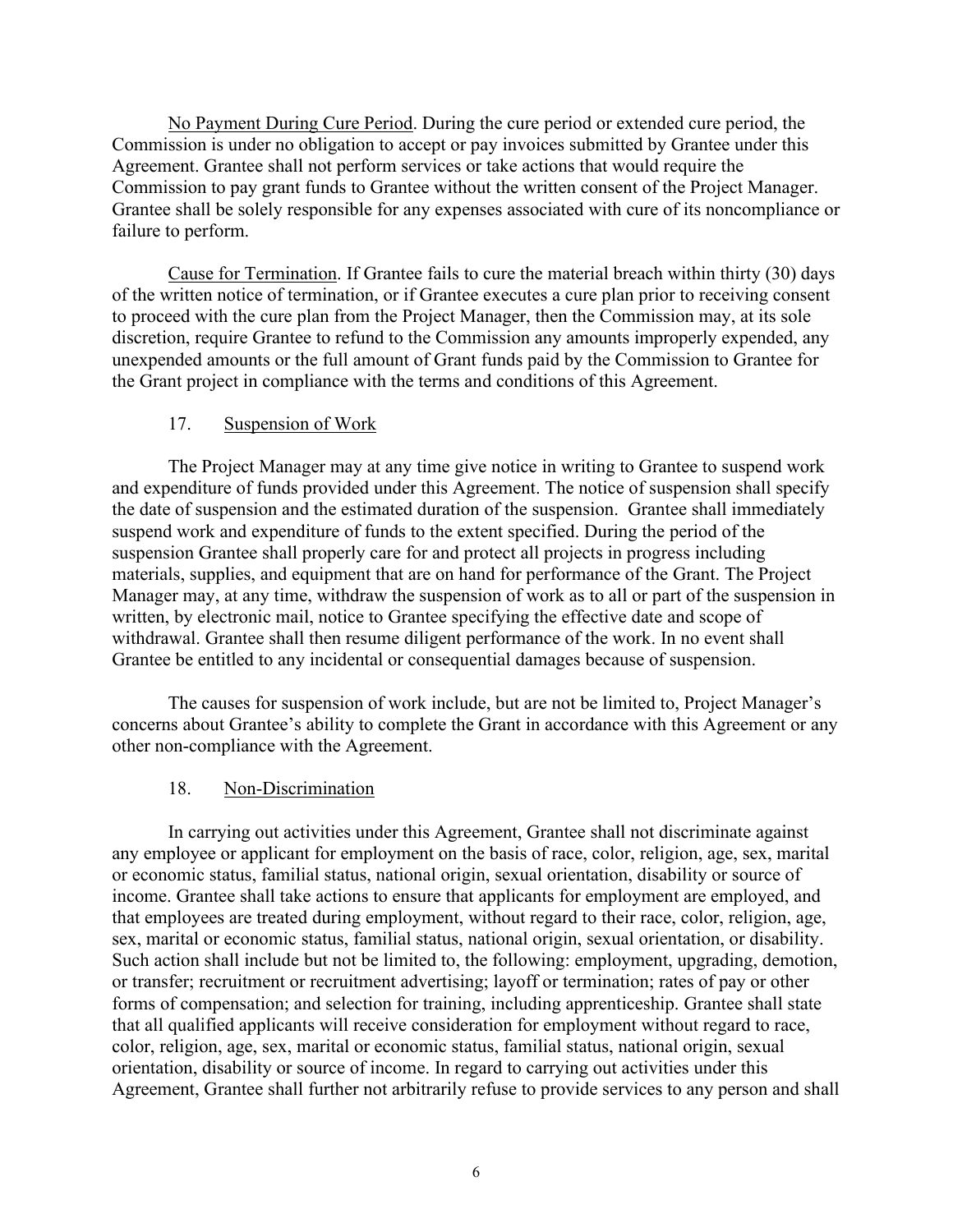<u>No Payment During Cure Period</u>. During the cure period or extended cure period, the Commission is under no obligation to accept or pay invoices submitted by Grantee under this Agreement. Grantee shall not perform services or take actions that would require the Commission to pay grant funds to Grantee without the written consent of the Project Manager. Grantee shall be solely responsible for any expenses associated with cure of its noncompliance or failure to perform.

<u>Cause for Termination</u>. If Grantee fails to cure the material breach within thirty (30) days of the written notice of termination, or if Grantee executes a cure plan prior to receiving consent to proceed with the cure plan from the Project Manager, then the Commission may, at its sole discretion, require Grantee to refund to the Commission any amounts improperly expended, any unexpended amounts or the full amount of Grant funds paid by the Commission to Grantee for the Grant project in compliance with the terms and conditions of this Agreement.

17. <u>Suspension of Work</u>

The Project Manager may at any time give notice in writing to Grantee to suspend work and expenditure of funds provided under this Agreement. The notice of suspension shall specify the date of suspension and the estimated duration of the suspension. Grantee shall immediately suspend work and expenditure of funds to the extent specified. During the period of the suspension Grantee shall properly care for and protect all projects in progress including materials, supplies, and equipment that are on hand for performance of the Grant. The Project Manager may, at any time, withdraw the suspension of work as to all or part of the suspension in written, by electronic mail, notice to Grantee specifying the effective date and scope of withdrawal. Grantee shall then resume diligent performance of the work. In no event shall Grantee be entitled to any incidental or consequential damages because of suspension.

The causes for suspension of work include, but are not be limited to, Project Manager's concerns about Grantee's ability to complete the Grant in accordance with this Agreement or any other non-compliance with the Agreement.

18. <u>Non-Discrimination</u>

In carrying out activities under this Agreement, Grantee shall not discriminate against any employee or applicant for employment on the basis of race, color, religion, age, sex, marital or economic status, familial status, national origin, sexual orientation, disability or source of income. Grantee shall take actions to ensure that applicants for employment are employed, and that employees are treated during employment, without regard to their race, color, religion, age, sex, marital or economic status, familial status, national origin, sexual orientation, or disability. Such action shall include but not be limited to, the following: employment, upgrading, demotion, or transfer; recruitment or recruitment advertising; layoff or termination; rates of pay or other forms of compensation; and selection for training, including apprenticeship. Grantee shall state that all qualified applicants will receive consideration for employment without regard to race, color, religion, age, sex, marital or economic status, familial status, national origin, sexual orientation, disability or source of income. In regard to carrying out activities under this Agreement, Grantee shall further not arbitrarily refuse to provide services to any person and shall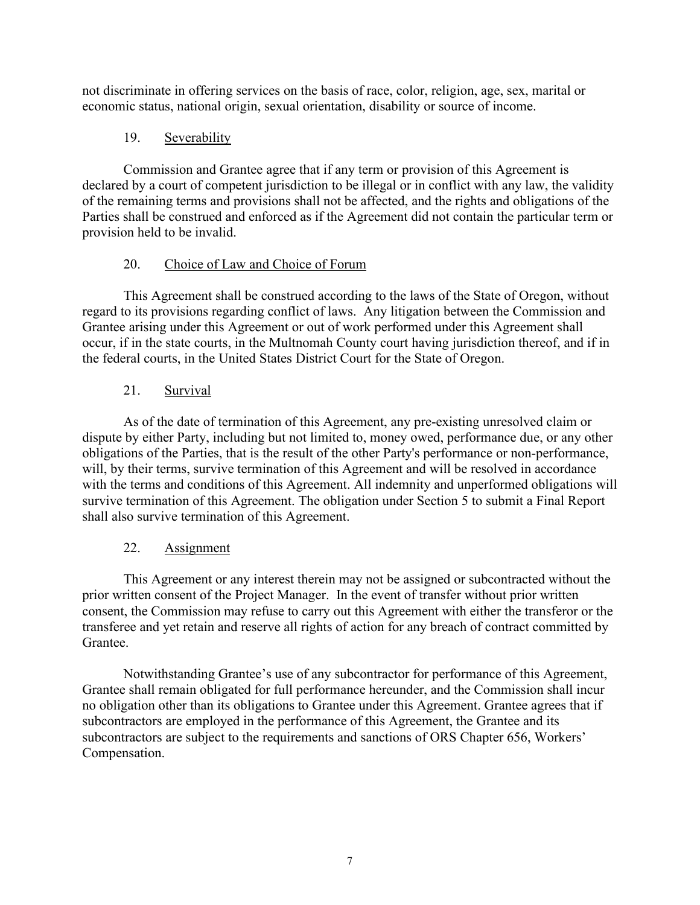not discriminate in offering services on the basis of race, color, religion, age, sex, marital or economic status, national origin, sexual orientation, disability or source of income.

## 19. Severability

Commission and Grantee agree that if any term or provision of this Agreement is declared by a court of competent jurisdiction to be illegal or in conflict with any law, the validity of the remaining terms and provisions shall not be affected, and the rights and obligations of the Parties shall be construed and enforced as if the Agreement did not contain the particular term or provision held to be invalid.

## 20. Choice of Law and Choice of Forum

This Agreement shall be construed according to the laws of the State of Oregon, without regard to its provisions regarding conflict of laws. Any litigation between the Commission and Grantee arising under this Agreement or out of work performed under this Agreement shall occur, if in the state courts, in the Multnomah County court having jurisdiction thereof, and if in the federal courts, in the United States District Court for the State of Oregon.

## 21. Survival

As of the date of termination of this Agreement, any pre-existing unresolved claim or dispute by either Party, including but not limited to, money owed, performance due, or any other obligations of the Parties, that is the result of the other Party's performance or non-performance, will, by their terms, survive termination of this Agreement and will be resolved in accordance with the terms and conditions of this Agreement. All indemnity and unperformed obligations will survive termination of this Agreement. The obligation under Section 5 to submit a Final Report shall also survive termination of this Agreement.

## 22. Assignment

This Agreement or any interest therein may not be assigned or subcontracted without the prior written consent of the Project Manager. In the event of transfer without prior written consent, the Commission may refuse to carry out this Agreement with either the transferor or the transferee and yet retain and reserve all rights of action for any breach of contract committed by Grantee.

Notwithstanding Grantee's use of any subcontractor for performance of this Agreement, Grantee shall remain obligated for full performance hereunder, and the Commission shall incur no obligation other than its obligations to Grantee under this Agreement. Grantee agrees that if subcontractors are employed in the performance of this Agreement, the Grantee and its subcontractors are subject to the requirements and sanctions of ORS Chapter 656, Workers' Compensation.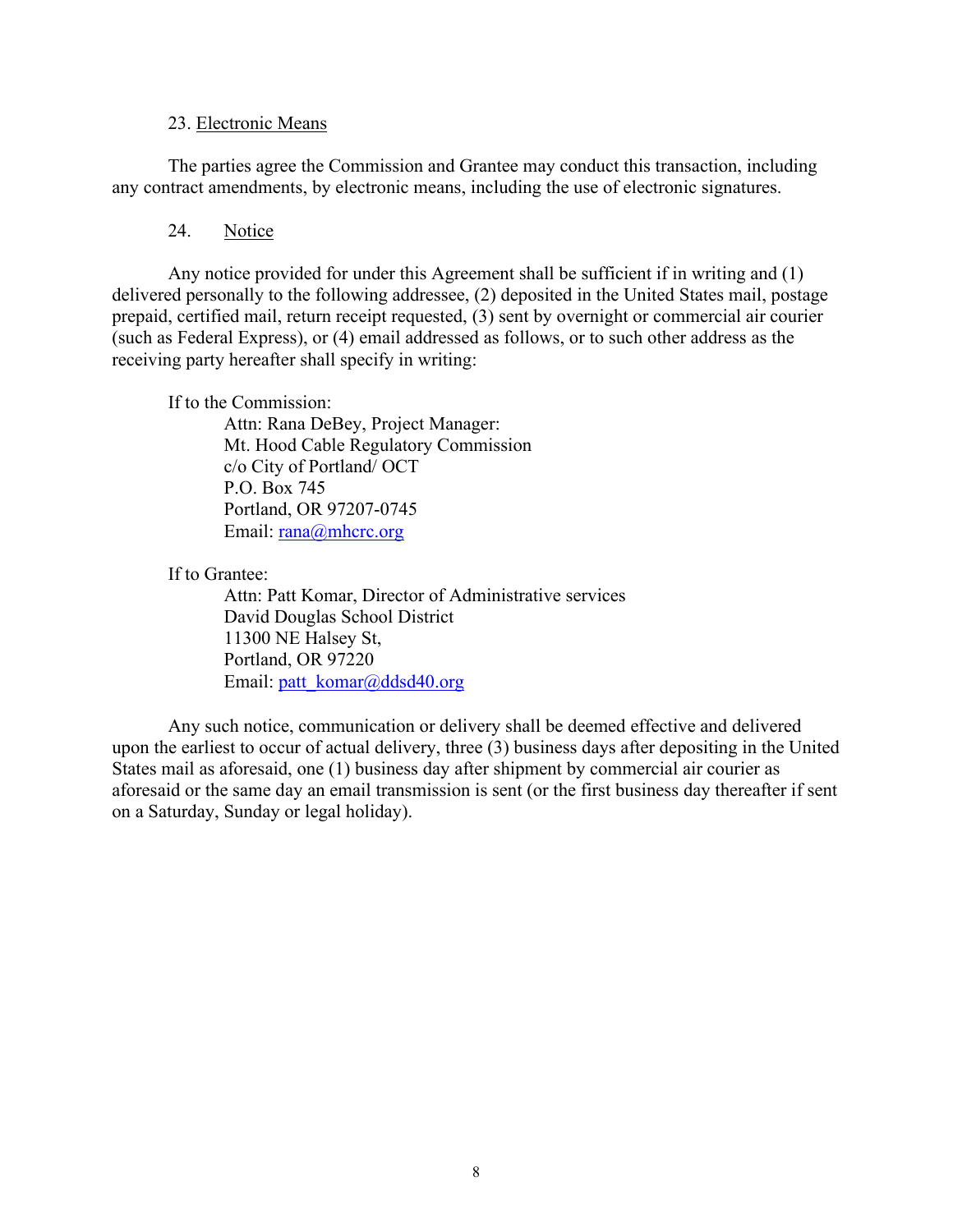23. Electronic Means

The parties agree the Commission and Grantee may conduct this transaction, including any contract amendments, by electronic means, including the use of electronic signatures.

24. Notice

Any notice provided for under this Agreement shall be sufficient if in writing and (1) delivered personally to the following addressee, (2) deposited in the United States mail, postage prepaid, certified mail, return receipt requested, (3) sent by overnight or commercial air courier (such as Federal Express), or (4) email addressed as follows, or to such other address as the receiving party hereafter shall specify in writing:

If to the Commission:

Attn: Rana DeBey, Project Manager:
Mt. Hood Cable Regulatory Commission
c/o City of Portland/ OCT
P.O. Box 745
Portland, OR 97207-0745
Email: rana@mhcrc.org

If to Grantee:

Attn: Patt Komar, Director of Administrative services
David Douglas School District
11300 NE Halsey St,
Portland, OR 97220
Email: patt_komar@ddsd40.org

Any such notice, communication or delivery shall be deemed effective and delivered upon the earliest to occur of actual delivery, three (3) business days after depositing in the United States mail as aforesaid, one (1) business day after shipment by commercial air courier as aforesaid or the same day an email transmission is sent (or the first business day thereafter if sent on a Saturday, Sunday or legal holiday).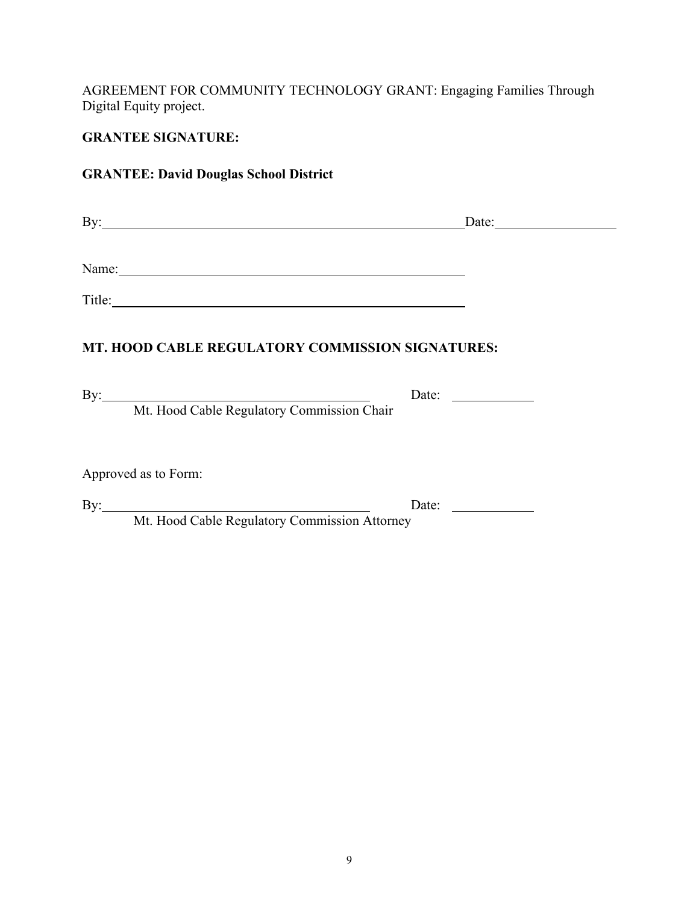AGREEMENT FOR COMMUNITY TECHNOLOGY GRANT: Engaging Families Through Digital Equity project.

**GRANTEE SIGNATURE:**

**GRANTEE: David Douglas School District**

By:_______________________________________________ Date:_______________

Name:_____________________________________________

Title:______________________________________________

**MT. HOOD CABLE REGULATORY COMMISSION SIGNATURES:**

By:_________________________________ Date: __________
Mt. Hood Cable Regulatory Commission Chair

Approved as to Form:

By:_________________________________ Date: __________
Mt. Hood Cable Regulatory Commission Attorney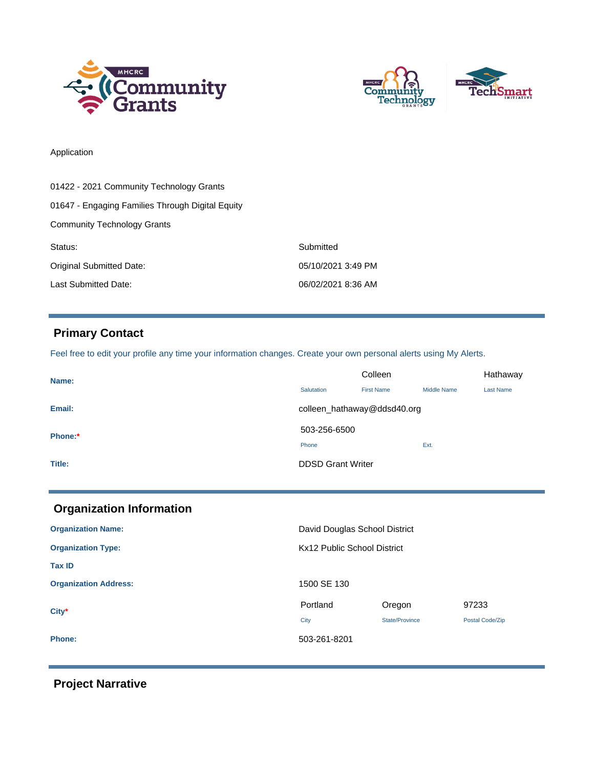Application

01422 - 2021 Community Technology Grants

01647 - Engaging Families Through Digital Equity

Community Technology Grants

| | |
|---|---|
| Status: | Submitted |
| Original Submitted Date: | 05/10/2021 3:49 PM |
| Last Submitted Date: | 06/02/2021 8:36 AM |

## Primary Contact

Feel free to edit your profile any time your information changes. Create your own personal alerts using My Alerts.

| | Salutation | First Name | Middle Name | Last Name |
|---|---|---|---|---|
| **Name:** | | Colleen | | Hathaway |

**Email:** colleen_hathaway@ddsd40.org

| | Phone | Ext. |
|---|---|---|
| **Phone:*** | 503-256-6500 | |

**Title:** DDSD Grant Writer

## Organization Information

**Organization Name:** David Douglas School District

**Organization Type:** Kx12 Public School District

**Tax ID**

**Organization Address:** 1500 SE 130

| | City | State/Province | Postal Code/Zip |
|---|---|---|---|
| **City*** | Portland | Oregon | 97233 |

**Phone:** 503-261-8201

## Project Narrative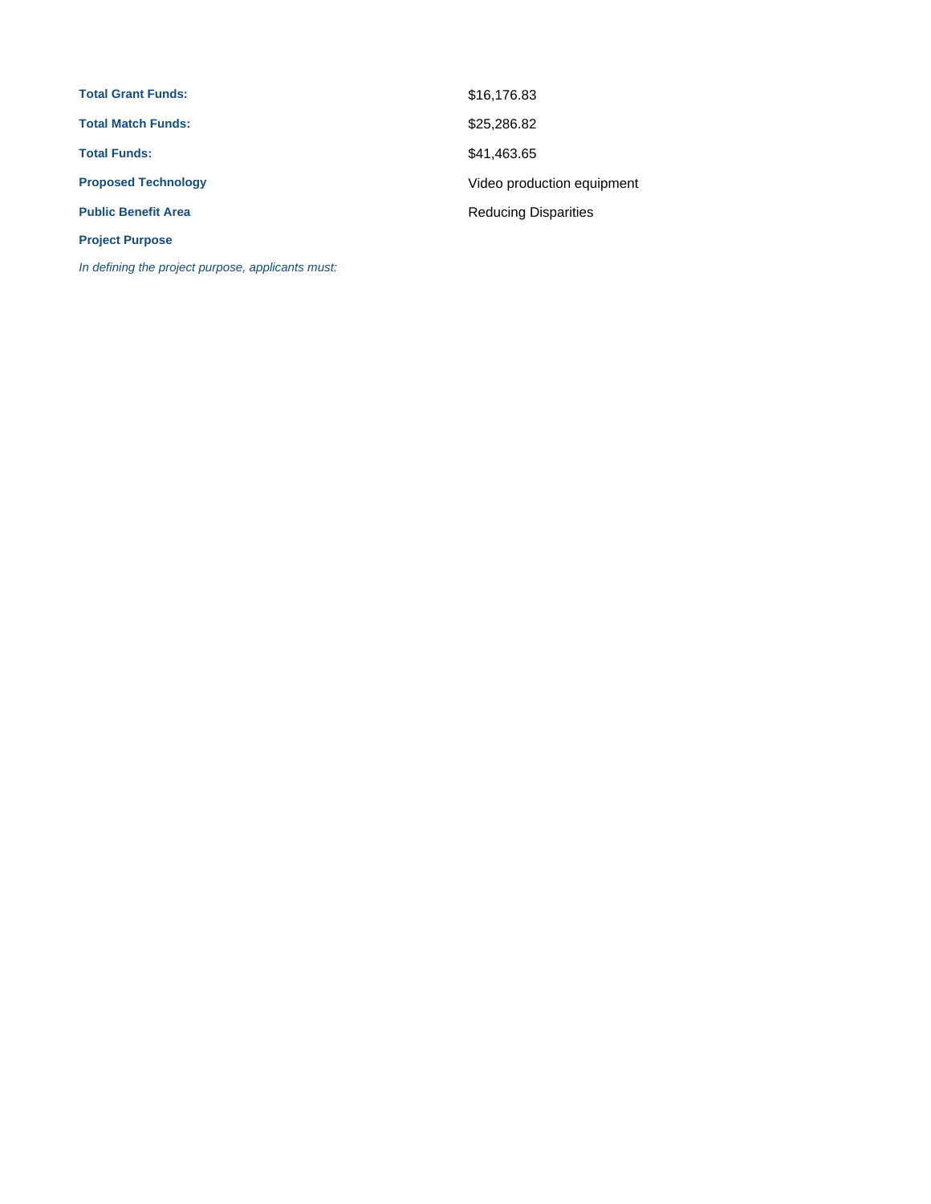| | |
|---|---|
| **Total Grant Funds:** | $16,176.83 |
| **Total Match Funds:** | $25,286.82 |
| **Total Funds:** | $41,463.65 |
| **Proposed Technology** | Video production equipment |
| **Public Benefit Area** | Reducing Disparities |

**Project Purpose**

*In defining the project purpose, applicants must:*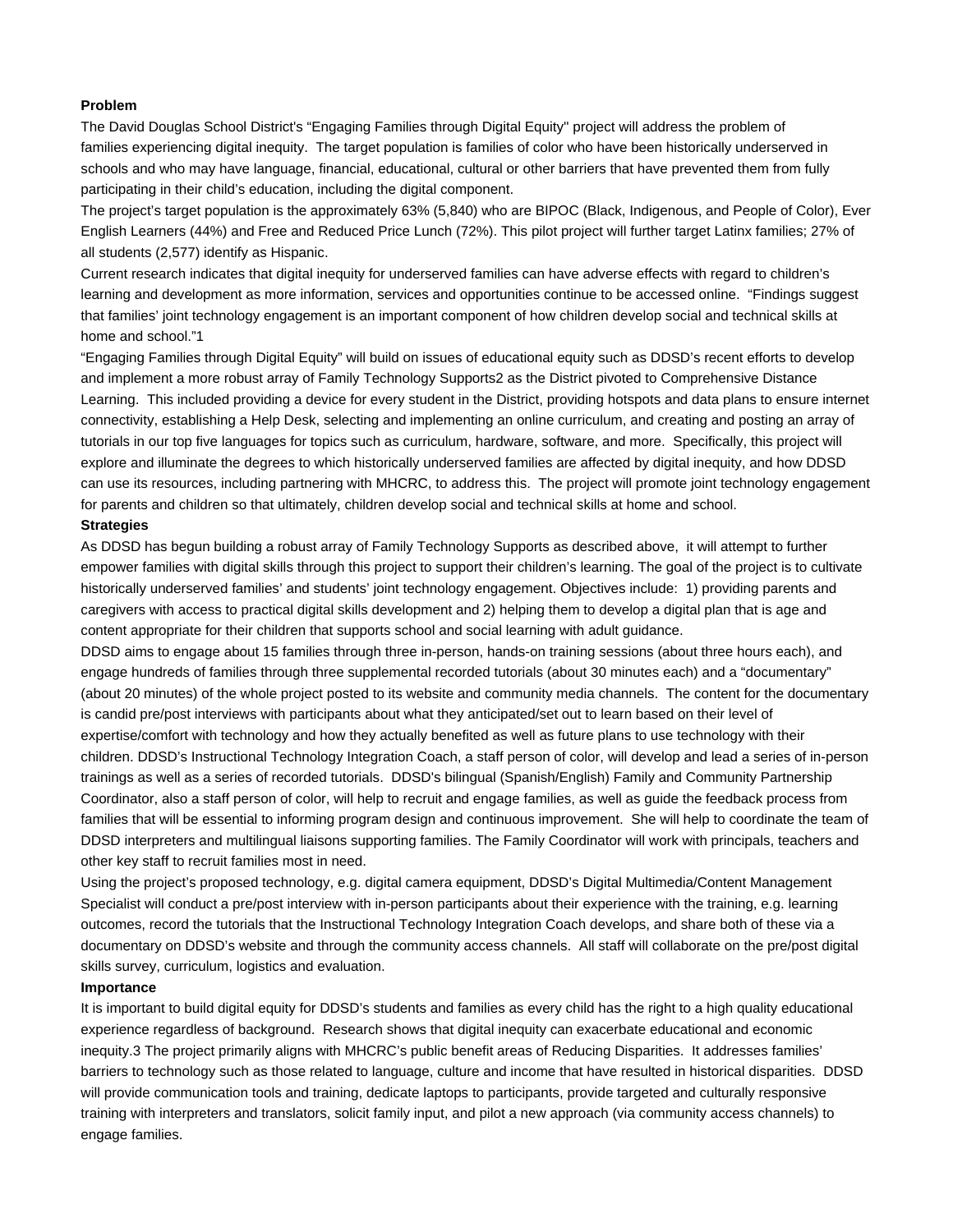**Problem**

The David Douglas School District's "Engaging Families through Digital Equity" project will address the problem of families experiencing digital inequity. The target population is families of color who have been historically underserved in schools and who may have language, financial, educational, cultural or other barriers that have prevented them from fully participating in their child's education, including the digital component.

The project's target population is the approximately 63% (5,840) who are BIPOC (Black, Indigenous, and People of Color), Ever English Learners (44%) and Free and Reduced Price Lunch (72%). This pilot project will further target Latinx families; 27% of all students (2,577) identify as Hispanic.

Current research indicates that digital inequity for underserved families can have adverse effects with regard to children's learning and development as more information, services and opportunities continue to be accessed online. "Findings suggest that families' joint technology engagement is an important component of how children develop social and technical skills at home and school."[1]

"Engaging Families through Digital Equity" will build on issues of educational equity such as DDSD's recent efforts to develop and implement a more robust array of Family Technology Supports[2] as the District pivoted to Comprehensive Distance Learning. This included providing a device for every student in the District, providing hotspots and data plans to ensure internet connectivity, establishing a Help Desk, selecting and implementing an online curriculum, and creating and posting an array of tutorials in our top five languages for topics such as curriculum, hardware, software, and more. Specifically, this project will explore and illuminate the degrees to which historically underserved families are affected by digital inequity, and how DDSD can use its resources, including partnering with MHCRC, to address this. The project will promote joint technology engagement for parents and children so that ultimately, children develop social and technical skills at home and school.

**Strategies**

As DDSD has begun building a robust array of Family Technology Supports as described above, it will attempt to further empower families with digital skills through this project to support their children's learning. The goal of the project is to cultivate historically underserved families' and students' joint technology engagement. Objectives include: 1) providing parents and caregivers with access to practical digital skills development and 2) helping them to develop a digital plan that is age and content appropriate for their children that supports school and social learning with adult guidance.

DDSD aims to engage about 15 families through three in-person, hands-on training sessions (about three hours each), and engage hundreds of families through three supplemental recorded tutorials (about 30 minutes each) and a "documentary" (about 20 minutes) of the whole project posted to its website and community media channels. The content for the documentary is candid pre/post interviews with participants about what they anticipated/set out to learn based on their level of expertise/comfort with technology and how they actually benefited as well as future plans to use technology with their children. DDSD's Instructional Technology Integration Coach, a staff person of color, will develop and lead a series of in-person trainings as well as a series of recorded tutorials. DDSD's bilingual (Spanish/English) Family and Community Partnership Coordinator, also a staff person of color, will help to recruit and engage families, as well as guide the feedback process from families that will be essential to informing program design and continuous improvement. She will help to coordinate the team of DDSD interpreters and multilingual liaisons supporting families. The Family Coordinator will work with principals, teachers and other key staff to recruit families most in need.

Using the project's proposed technology, e.g. digital camera equipment, DDSD's Digital Multimedia/Content Management Specialist will conduct a pre/post interview with in-person participants about their experience with the training, e.g. learning outcomes, record the tutorials that the Instructional Technology Integration Coach develops, and share both of these via a documentary on DDSD's website and through the community access channels. All staff will collaborate on the pre/post digital skills survey, curriculum, logistics and evaluation.

**Importance**

It is important to build digital equity for DDSD's students and families as every child has the right to a high quality educational experience regardless of background. Research shows that digital inequity can exacerbate educational and economic inequity.[3] The project primarily aligns with MHCRC's public benefit areas of Reducing Disparities. It addresses families' barriers to technology such as those related to language, culture and income that have resulted in historical disparities. DDSD will provide communication tools and training, dedicate laptops to participants, provide targeted and culturally responsive training with interpreters and translators, solicit family input, and pilot a new approach (via community access channels) to engage families.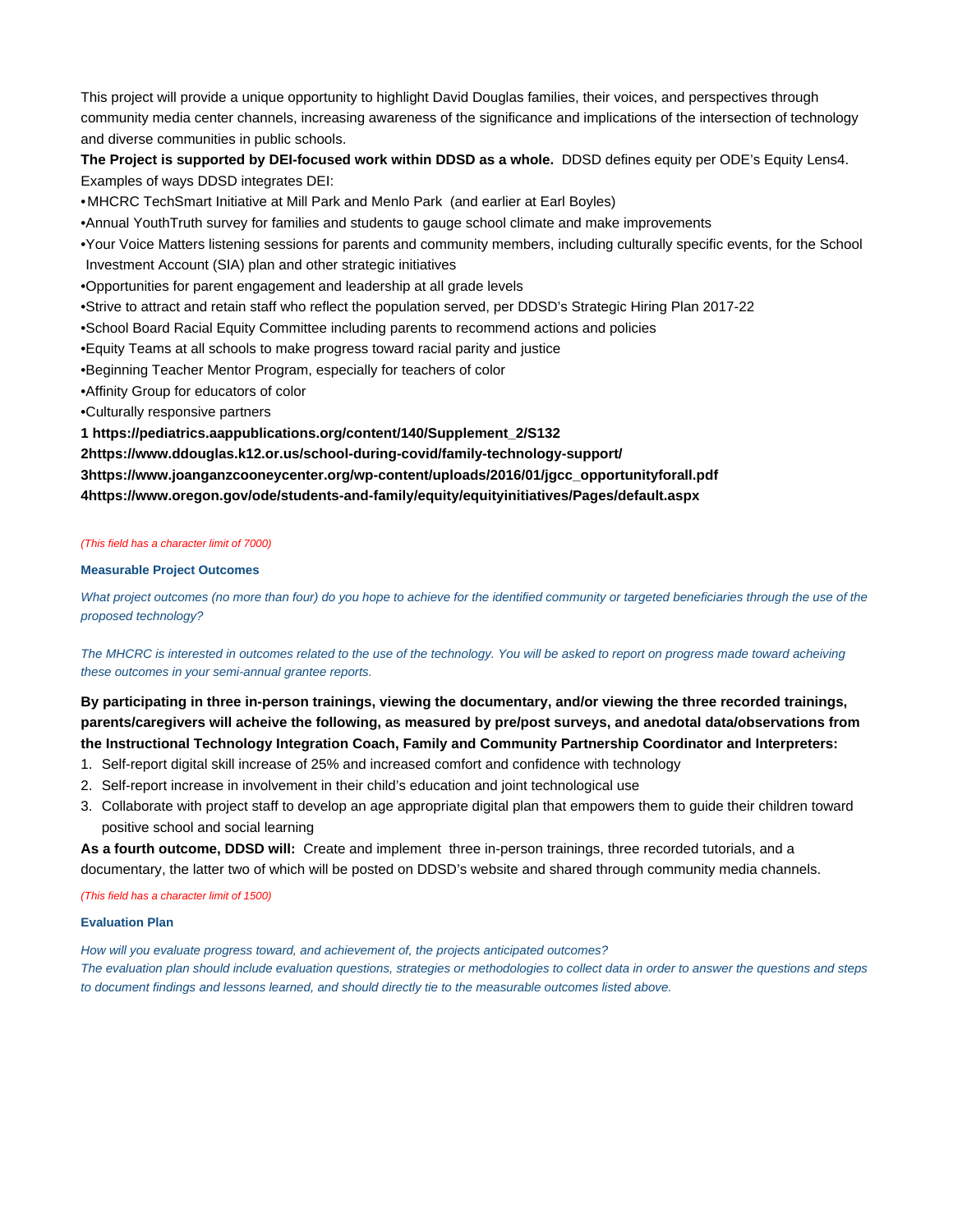This project will provide a unique opportunity to highlight David Douglas families, their voices, and perspectives through community media center channels, increasing awareness of the significance and implications of the intersection of technology and diverse communities in public schools.

**The Project is supported by DEI-focused work within DDSD as a whole.** DDSD defines equity per ODE's Equity Lens4. Examples of ways DDSD integrates DEI:

- MHCRC TechSmart Initiative at Mill Park and Menlo Park (and earlier at Earl Boyles)
- Annual YouthTruth survey for families and students to gauge school climate and make improvements
- Your Voice Matters listening sessions for parents and community members, including culturally specific events, for the School Investment Account (SIA) plan and other strategic initiatives
- Opportunities for parent engagement and leadership at all grade levels
- Strive to attract and retain staff who reflect the population served, per DDSD's Strategic Hiring Plan 2017-22
- School Board Racial Equity Committee including parents to recommend actions and policies
- Equity Teams at all schools to make progress toward racial parity and justice
- Beginning Teacher Mentor Program, especially for teachers of color
- Affinity Group for educators of color
- Culturally responsive partners

**1 https://pediatrics.aappublications.org/content/140/Supplement_2/S132**

**2https://www.ddouglas.k12.or.us/school-during-covid/family-technology-support/**

**3https://www.joanganzcooneycenter.org/wp-content/uploads/2016/01/jgcc_opportunityforall.pdf**

**4https://www.oregon.gov/ode/students-and-family/equity/equityinitiatives/Pages/default.aspx**

*(This field has a character limit of 7000)*

### Measurable Project Outcomes

*What project outcomes (no more than four) do you hope to achieve for the identified community or targeted beneficiaries through the use of the proposed technology?*

*The MHCRC is interested in outcomes related to the use of the technology. You will be asked to report on progress made toward acheiving these outcomes in your semi-annual grantee reports.*

**By participating in three in-person trainings, viewing the documentary, and/or viewing the three recorded trainings, parents/caregivers will acheive the following, as measured by pre/post surveys, and anedotal data/observations from the Instructional Technology Integration Coach, Family and Community Partnership Coordinator and Interpreters:**

1. Self-report digital skill increase of 25% and increased comfort and confidence with technology
2. Self-report increase in involvement in their child's education and joint technological use
3. Collaborate with project staff to develop an age appropriate digital plan that empowers them to guide their children toward positive school and social learning

**As a fourth outcome, DDSD will:** Create and implement three in-person trainings, three recorded tutorials, and a documentary, the latter two of which will be posted on DDSD's website and shared through community media channels.

*(This field has a character limit of 1500)*

### Evaluation Plan

*How will you evaluate progress toward, and achievement of, the projects anticipated outcomes?*
*The evaluation plan should include evaluation questions, strategies or methodologies to collect data in order to answer the questions and steps to document findings and lessons learned, and should directly tie to the measurable outcomes listed above.*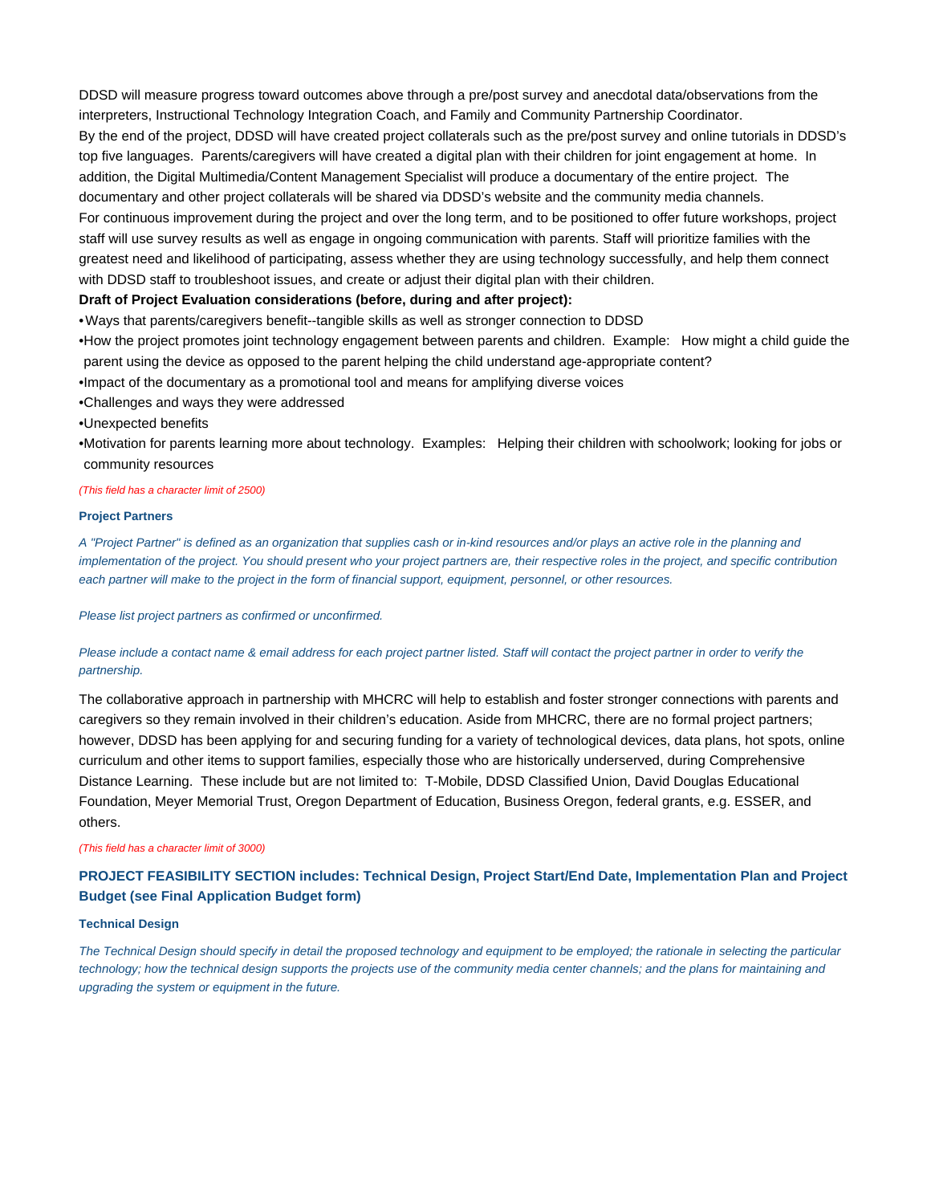DDSD will measure progress toward outcomes above through a pre/post survey and anecdotal data/observations from the interpreters, Instructional Technology Integration Coach, and Family and Community Partnership Coordinator.

By the end of the project, DDSD will have created project collaterals such as the pre/post survey and online tutorials in DDSD's top five languages. Parents/caregivers will have created a digital plan with their children for joint engagement at home. In addition, the Digital Multimedia/Content Management Specialist will produce a documentary of the entire project. The documentary and other project collaterals will be shared via DDSD's website and the community media channels.

For continuous improvement during the project and over the long term, and to be positioned to offer future workshops, project staff will use survey results as well as engage in ongoing communication with parents. Staff will prioritize families with the greatest need and likelihood of participating, assess whether they are using technology successfully, and help them connect with DDSD staff to troubleshoot issues, and create or adjust their digital plan with their children.

**Draft of Project Evaluation considerations (before, during and after project):**

- Ways that parents/caregivers benefit--tangible skills as well as stronger connection to DDSD
- How the project promotes joint technology engagement between parents and children. Example: How might a child guide the parent using the device as opposed to the parent helping the child understand age-appropriate content?
- Impact of the documentary as a promotional tool and means for amplifying diverse voices
- Challenges and ways they were addressed
- Unexpected benefits
- Motivation for parents learning more about technology. Examples: Helping their children with schoolwork; looking for jobs or community resources

*(This field has a character limit of 2500)*

### Project Partners

*A "Project Partner" is defined as an organization that supplies cash or in-kind resources and/or plays an active role in the planning and implementation of the project. You should present who your project partners are, their respective roles in the project, and specific contribution each partner will make to the project in the form of financial support, equipment, personnel, or other resources.*

*Please list project partners as confirmed or unconfirmed.*

*Please include a contact name & email address for each project partner listed. Staff will contact the project partner in order to verify the partnership.*

The collaborative approach in partnership with MHCRC will help to establish and foster stronger connections with parents and caregivers so they remain involved in their children's education. Aside from MHCRC, there are no formal project partners; however, DDSD has been applying for and securing funding for a variety of technological devices, data plans, hot spots, online curriculum and other items to support families, especially those who are historically underserved, during Comprehensive Distance Learning. These include but are not limited to: T-Mobile, DDSD Classified Union, David Douglas Educational Foundation, Meyer Memorial Trust, Oregon Department of Education, Business Oregon, federal grants, e.g. ESSER, and others.

*(This field has a character limit of 3000)*

## PROJECT FEASIBILITY SECTION includes: Technical Design, Project Start/End Date, Implementation Plan and Project Budget (see Final Application Budget form)

### Technical Design

*The Technical Design should specify in detail the proposed technology and equipment to be employed; the rationale in selecting the particular technology; how the technical design supports the projects use of the community media center channels; and the plans for maintaining and upgrading the system or equipment in the future.*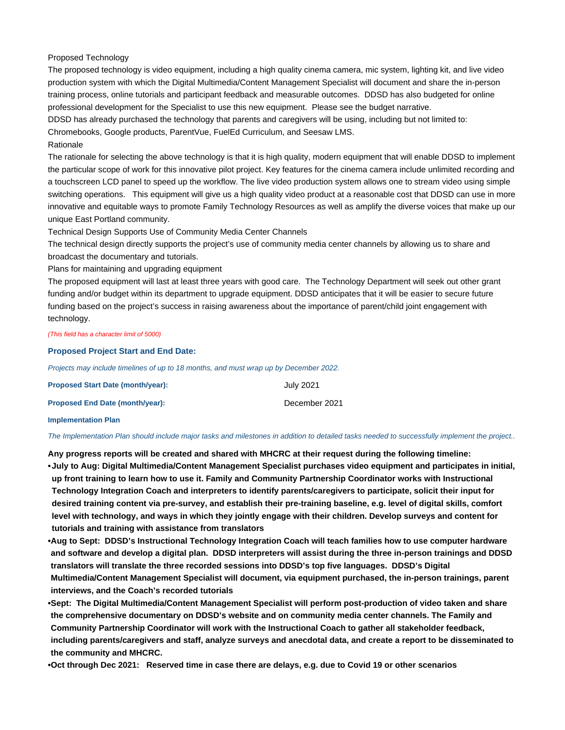Proposed Technology

The proposed technology is video equipment, including a high quality cinema camera, mic system, lighting kit, and live video production system with which the Digital Multimedia/Content Management Specialist will document and share the in-person training process, online tutorials and participant feedback and measurable outcomes. DDSD has also budgeted for online professional development for the Specialist to use this new equipment. Please see the budget narrative.

DDSD has already purchased the technology that parents and caregivers will be using, including but not limited to: Chromebooks, Google products, ParentVue, FuelEd Curriculum, and Seesaw LMS.

Rationale

The rationale for selecting the above technology is that it is high quality, modern equipment that will enable DDSD to implement the particular scope of work for this innovative pilot project. Key features for the cinema camera include unlimited recording and a touchscreen LCD panel to speed up the workflow. The live video production system allows one to stream video using simple switching operations. This equipment will give us a high quality video product at a reasonable cost that DDSD can use in more innovative and equitable ways to promote Family Technology Resources as well as amplify the diverse voices that make up our unique East Portland community.

Technical Design Supports Use of Community Media Center Channels

The technical design directly supports the project's use of community media center channels by allowing us to share and broadcast the documentary and tutorials.

Plans for maintaining and upgrading equipment

The proposed equipment will last at least three years with good care. The Technology Department will seek out other grant funding and/or budget within its department to upgrade equipment. DDSD anticipates that it will be easier to secure future funding based on the project's success in raising awareness about the importance of parent/child joint engagement with technology.

*(This field has a character limit of 5000)*

### Proposed Project Start and End Date:

*Projects may include timelines of up to 18 months, and must wrap up by December 2022.*

| | |
|---|---|
| **Proposed Start Date (month/year):** | July 2021 |
| **Proposed End Date (month/year):** | December 2021 |

#### Implementation Plan

*The Implementation Plan should include major tasks and milestones in addition to detailed tasks needed to successfully implement the project..*

**Any progress reports will be created and shared with MHCRC at their request during the following timeline:**

- **July to Aug: Digital Multimedia/Content Management Specialist purchases video equipment and participates in initial, up front training to learn how to use it. Family and Community Partnership Coordinator works with Instructional Technology Integration Coach and interpreters to identify parents/caregivers to participate, solicit their input for desired training content via pre-survey, and establish their pre-training baseline, e.g. level of digital skills, comfort level with technology, and ways in which they jointly engage with their children. Develop surveys and content for tutorials and training with assistance from translators**
- **Aug to Sept: DDSD's Instructional Technology Integration Coach will teach families how to use computer hardware and software and develop a digital plan. DDSD interpreters will assist during the three in-person trainings and DDSD translators will translate the three recorded sessions into DDSD's top five languages. DDSD's Digital Multimedia/Content Management Specialist will document, via equipment purchased, the in-person trainings, parent interviews, and the Coach's recorded tutorials**
- **Sept: The Digital Multimedia/Content Management Specialist will perform post-production of video taken and share the comprehensive documentary on DDSD's website and on community media center channels. The Family and Community Partnership Coordinator will work with the Instructional Coach to gather all stakeholder feedback, including parents/caregivers and staff, analyze surveys and anecdotal data, and create a report to be disseminated to the community and MHCRC.**
- **Oct through Dec 2021: Reserved time in case there are delays, e.g. due to Covid 19 or other scenarios**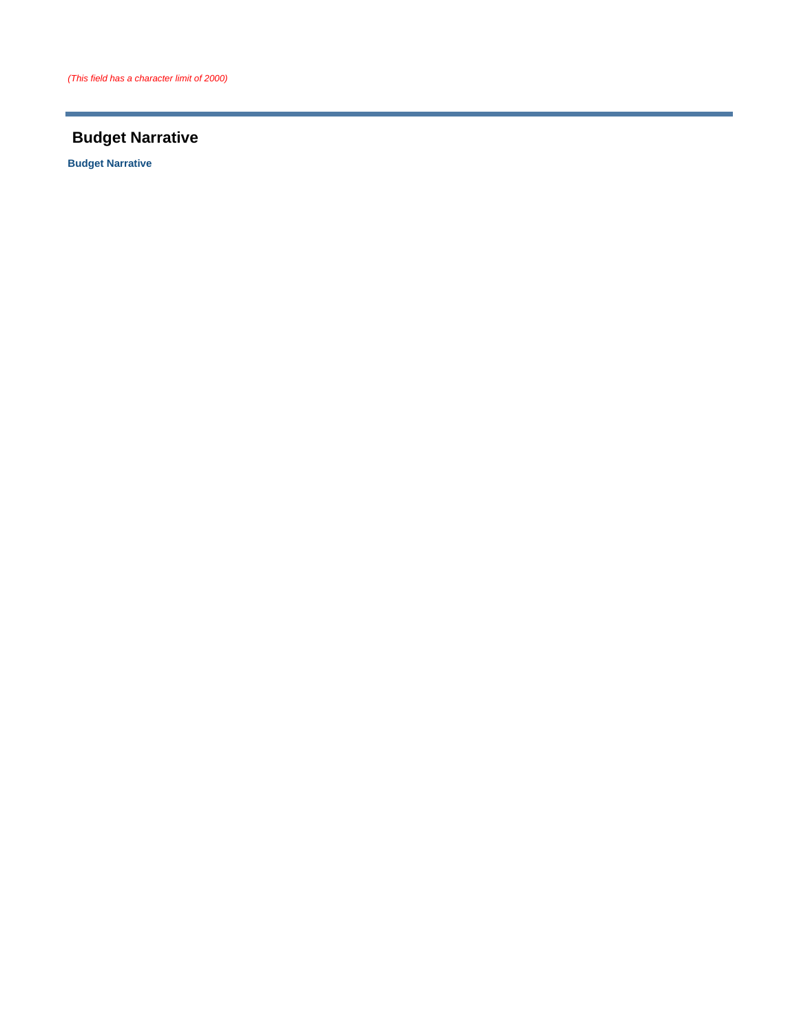*(This field has a character limit of 2000)*

---

## Budget Narrative

**Budget Narrative**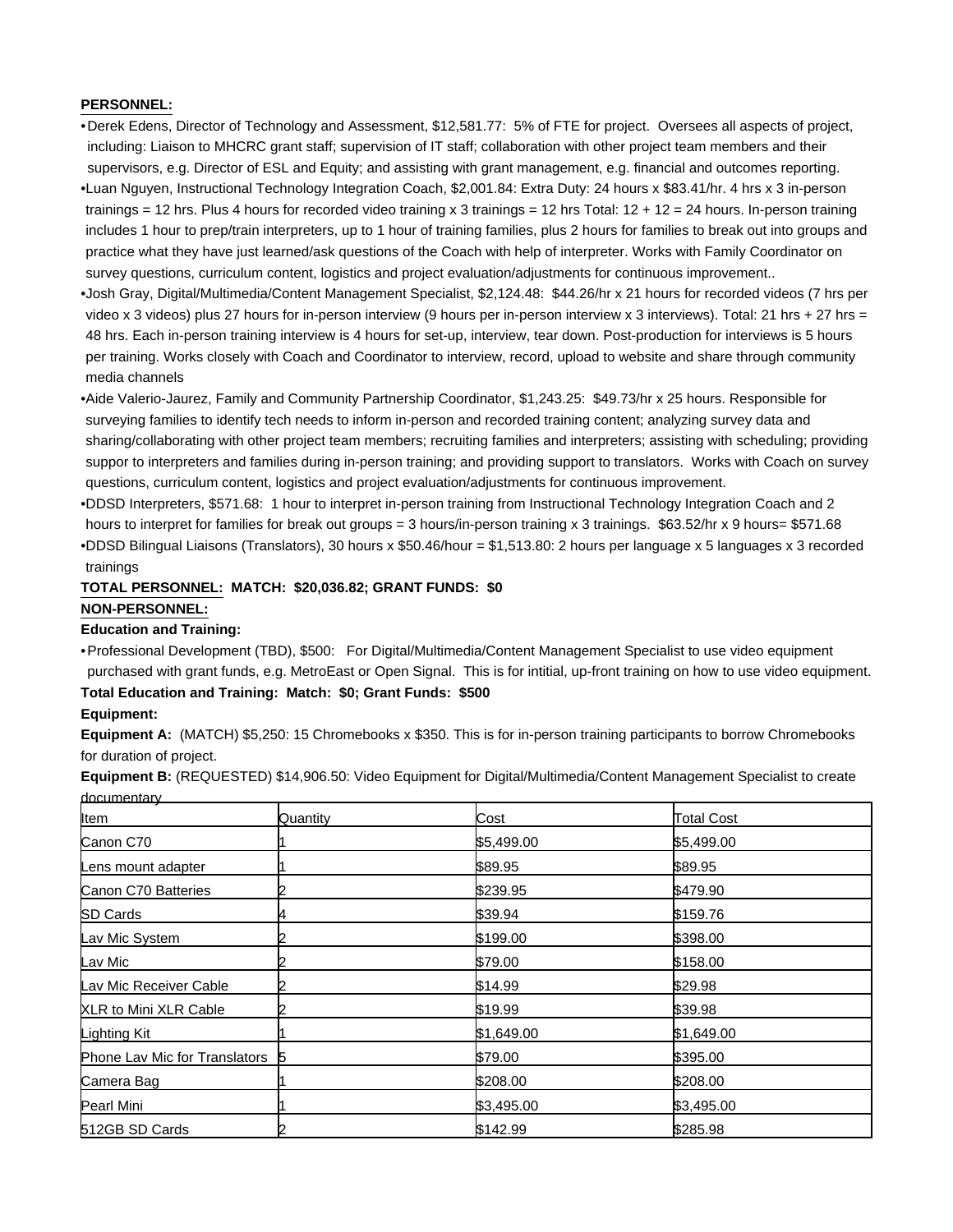**PERSONNEL:**

- Derek Edens, Director of Technology and Assessment, $12,581.77: 5% of FTE for project. Oversees all aspects of project, including: Liaison to MHCRC grant staff; supervision of IT staff; collaboration with other project team members and their supervisors, e.g. Director of ESL and Equity; and assisting with grant management, e.g. financial and outcomes reporting.
- Luan Nguyen, Instructional Technology Integration Coach, $2,001.84: Extra Duty: 24 hours x $83.41/hr. 4 hrs x 3 in-person trainings = 12 hrs. Plus 4 hours for recorded video training x 3 trainings = 12 hrs Total: 12 + 12 = 24 hours. In-person training includes 1 hour to prep/train interpreters, up to 1 hour of training families, plus 2 hours for families to break out into groups and practice what they have just learned/ask questions of the Coach with help of interpreter. Works with Family Coordinator on survey questions, curriculum content, logistics and project evaluation/adjustments for continuous improvement..
- Josh Gray, Digital/Multimedia/Content Management Specialist, $2,124.48: $44.26/hr x 21 hours for recorded videos (7 hrs per video x 3 videos) plus 27 hours for in-person interview (9 hours per in-person interview x 3 interviews). Total: 21 hrs + 27 hrs = 48 hrs. Each in-person training interview is 4 hours for set-up, interview, tear down. Post-production for interviews is 5 hours per training. Works closely with Coach and Coordinator to interview, record, upload to website and share through community media channels
- Aide Valerio-Jaurez, Family and Community Partnership Coordinator, $1,243.25: $49.73/hr x 25 hours. Responsible for surveying families to identify tech needs to inform in-person and recorded training content; analyzing survey data and sharing/collaborating with other project team members; recruiting families and interpreters; assisting with scheduling; providing suppor to interpreters and families during in-person training; and providing support to translators. Works with Coach on survey questions, curriculum content, logistics and project evaluation/adjustments for continuous improvement.
- DDSD Interpreters, $571.68: 1 hour to interpret in-person training from Instructional Technology Integration Coach and 2 hours to interpret for families for break out groups = 3 hours/in-person training x 3 trainings. $63.52/hr x 9 hours= $571.68
- DDSD Bilingual Liaisons (Translators), 30 hours x $50.46/hour = $1,513.80: 2 hours per language x 5 languages x 3 recorded trainings

**TOTAL PERSONNEL: MATCH: $20,036.82; GRANT FUNDS: $0**

**NON-PERSONNEL:**

**Education and Training:**

- Professional Development (TBD), $500: For Digital/Multimedia/Content Management Specialist to use video equipment purchased with grant funds, e.g. MetroEast or Open Signal. This is for intitial, up-front training on how to use video equipment.

**Total Education and Training: Match: $0; Grant Funds: $500**

**Equipment:**

**Equipment A:** (MATCH) $5,250: 15 Chromebooks x $350. This is for in-person training participants to borrow Chromebooks for duration of project.

**Equipment B:** (REQUESTED) $14,906.50: Video Equipment for Digital/Multimedia/Content Management Specialist to create documentary

| Item | Quantity | Cost | Total Cost |
|---|---|---|---|
| Canon C70 | 1 | $5,499.00 | $5,499.00 |
| Lens mount adapter | 1 | $89.95 | $89.95 |
| Canon C70 Batteries | 2 | $239.95 | $479.90 |
| SD Cards | 4 | $39.94 | $159.76 |
| Lav Mic System | 2 | $199.00 | $398.00 |
| Lav Mic | 2 | $79.00 | $158.00 |
| Lav Mic Receiver Cable | 2 | $14.99 | $29.98 |
| XLR to Mini XLR Cable | 2 | $19.99 | $39.98 |
| Lighting Kit | 1 | $1,649.00 | $1,649.00 |
| Phone Lav Mic for Translators | 5 | $79.00 | $395.00 |
| Camera Bag | 1 | $208.00 | $208.00 |
| Pearl Mini | 1 | $3,495.00 | $3,495.00 |
| 512GB SD Cards | 2 | $142.99 | $285.98 |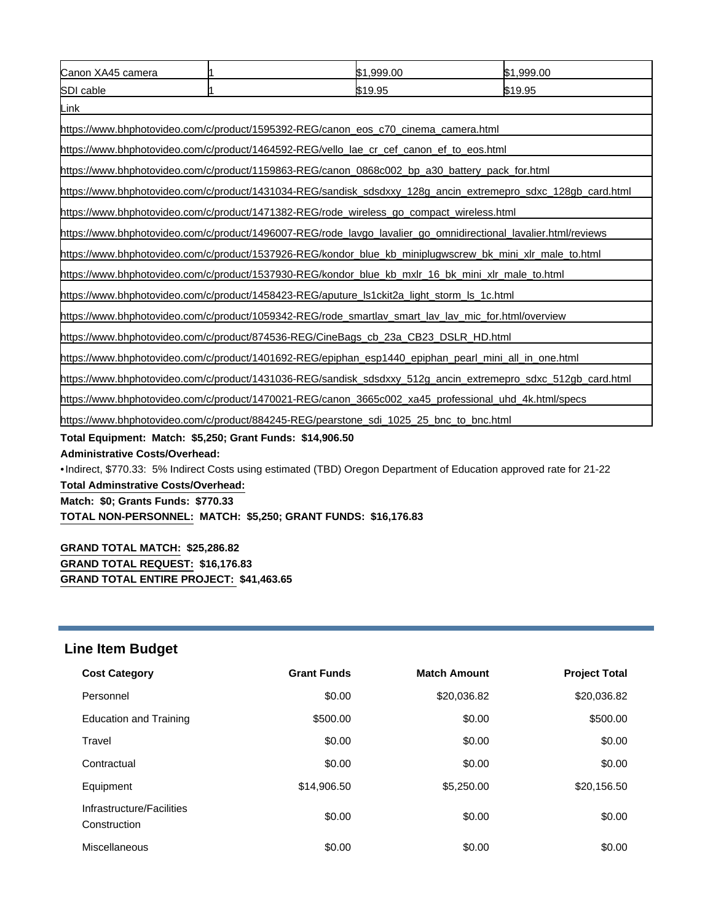| Canon XA45 camera | 1 | $1,999.00 | $1,999.00 |
| --- | --- | --- | --- |
| SDI cable | 1 | $19.95 | $19.95 |
| Link | | | |
| https://www.bhphotovideo.com/c/product/1595392-REG/canon_eos_c70_cinema_camera.html | | | |
| https://www.bhphotovideo.com/c/product/1464592-REG/vello_lae_cr_cef_canon_ef_to_eos.html | | | |
| https://www.bhphotovideo.com/c/product/1159863-REG/canon_0868c002_bp_a30_battery_pack_for.html | | | |
| https://www.bhphotovideo.com/c/product/1431034-REG/sandisk_sdsdxxy_128g_ancin_extremepro_sdxc_128gb_card.html | | | |
| https://www.bhphotovideo.com/c/product/1471382-REG/rode_wireless_go_compact_wireless.html | | | |
| https://www.bhphotovideo.com/c/product/1496007-REG/rode_lavgo_lavalier_go_omnidirectional_lavalier.html/reviews | | | |
| https://www.bhphotovideo.com/c/product/1537926-REG/kondor_blue_kb_miniplugwscrew_bk_mini_xlr_male_to.html | | | |
| https://www.bhphotovideo.com/c/product/1537930-REG/kondor_blue_kb_mxlr_16_bk_mini_xlr_male_to.html | | | |
| https://www.bhphotovideo.com/c/product/1458423-REG/aputure_ls1ckit2a_light_storm_ls_1c.html | | | |
| https://www.bhphotovideo.com/c/product/1059342-REG/rode_smartlav_smart_lav_lav_mic_for.html/overview | | | |
| https://www.bhphotovideo.com/c/product/874536-REG/CineBags_cb_23a_CB23_DSLR_HD.html | | | |
| https://www.bhphotovideo.com/c/product/1401692-REG/epiphan_esp1440_epiphan_pearl_mini_all_in_one.html | | | |
| https://www.bhphotovideo.com/c/product/1431036-REG/sandisk_sdsdxxy_512g_ancin_extremepro_sdxc_512gb_card.html | | | |
| https://www.bhphotovideo.com/c/product/1470021-REG/canon_3665c002_xa45_professional_uhd_4k.html/specs | | | |
| https://www.bhphotovideo.com/c/product/884245-REG/pearstone_sdi_1025_25_bnc_to_bnc.html | | | |

**Total Equipment: Match: $5,250; Grant Funds: $14,906.50**

**Administrative Costs/Overhead:**

• Indirect, $770.33: 5% Indirect Costs using estimated (TBD) Oregon Department of Education approved rate for 21-22

**Total Adminstrative Costs/Overhead:**

**Match: $0; Grants Funds: $770.33**

**TOTAL NON-PERSONNEL: MATCH: $5,250; GRANT FUNDS: $16,176.83**

**GRAND TOTAL MATCH: $25,286.82**

**GRAND TOTAL REQUEST: $16,176.83**

**GRAND TOTAL ENTIRE PROJECT: $41,463.65**

## Line Item Budget

| Cost Category | Grant Funds | Match Amount | Project Total |
| --- | --- | --- | --- |
| Personnel | $0.00 | $20,036.82 | $20,036.82 |
| Education and Training | $500.00 | $0.00 | $500.00 |
| Travel | $0.00 | $0.00 | $0.00 |
| Contractual | $0.00 | $0.00 | $0.00 |
| Equipment | $14,906.50 | $5,250.00 | $20,156.50 |
| Infrastructure/Facilities Construction | $0.00 | $0.00 | $0.00 |
| Miscellaneous | $0.00 | $0.00 | $0.00 |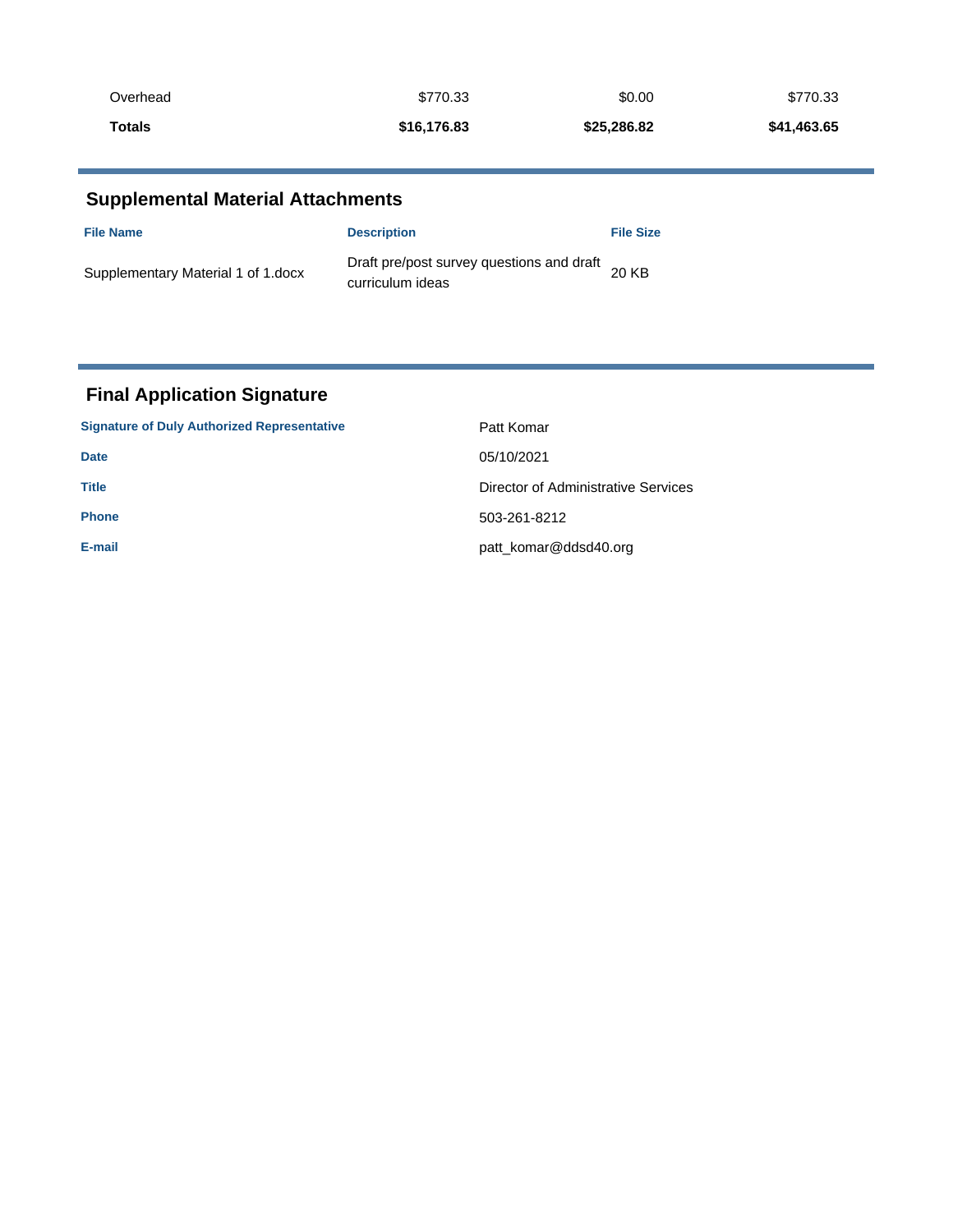| | | | |
|---|---|---|---|
| Overhead | $770.33 | $0.00 | $770.33 |
| **Totals** | **$16,176.83** | **$25,286.82** | **$41,463.65** |

## Supplemental Material Attachments

| File Name | Description | File Size |
|---|---|---|
| Supplementary Material 1 of 1.docx | Draft pre/post survey questions and draft curriculum ideas | 20 KB |

## Final Application Signature

| | |
|---|---|
| **Signature of Duly Authorized Representative** | Patt Komar |
| **Date** | 05/10/2021 |
| **Title** | Director of Administrative Services |
| **Phone** | 503-261-8212 |
| **E-mail** | patt_komar@ddsd40.org |